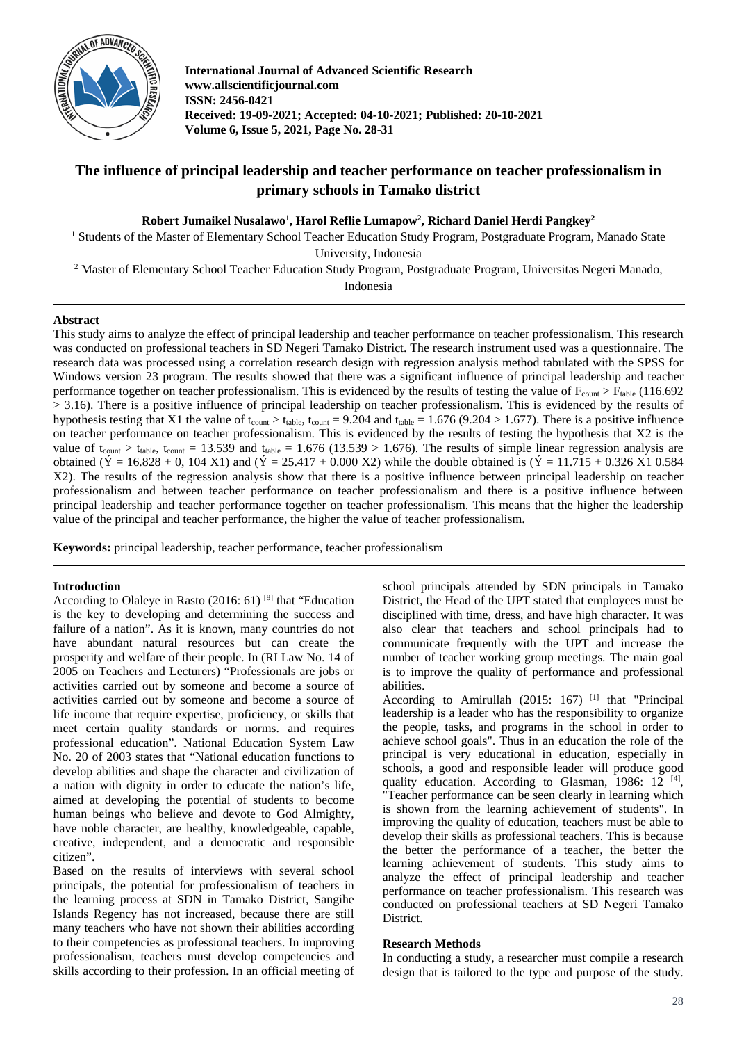# The influence of principal leadership and teacher performance on teacher professionalism in primary schools in Tamako district

**Robert Jumaikel Nusalawo[1], Harol Reflie Lumapow[2], Richard Daniel Herdi Pangkey[2]**

[1] Students of the Master of Elementary School Teacher Education Study Program, Postgraduate Program, Manado State University, Indonesia

[2] Master of Elementary School Teacher Education Study Program, Postgraduate Program, Universitas Negeri Manado, Indonesia

## Abstract

This study aims to analyze the effect of principal leadership and teacher performance on teacher professionalism. This research was conducted on professional teachers in SD Negeri Tamako District. The research instrument used was a questionnaire. The research data was processed using a correlation research design with regression analysis method tabulated with the SPSS for Windows version 23 program. The results showed that there was a significant influence of principal leadership and teacher performance together on teacher professionalism. This is evidenced by the results of testing the value of $F_{count} > F_{table}$ (116.692 > 3.16). There is a positive influence of principal leadership on teacher professionalism. This is evidenced by the results of hypothesis testing that X1 the value of $t_{count} > t_{table}$, $t_{count} = 9.204$ and $t_{table} = 1.676$ (9.204 > 1.677). There is a positive influence on teacher performance on teacher professionalism. This is evidenced by the results of testing the hypothesis that X2 is the value of $t_{count} > t_{table}$, $t_{count} = 13.539$ and $t_{table} = 1.676$ (13.539 > 1.676). The results of simple linear regression analysis are obtained (Ý = 16.828 + 0, 104 X1) and (Ý = 25.417 + 0.000 X2) while the double obtained is (Ý = 11.715 + 0.326 X1 0.584 X2). The results of the regression analysis show that there is a positive influence between principal leadership on teacher professionalism and between teacher performance on teacher professionalism and there is a positive influence between principal leadership and teacher performance together on teacher professionalism. This means that the higher the leadership value of the principal and teacher performance, the higher the value of teacher professionalism.

**Keywords:** principal leadership, teacher performance, teacher professionalism

## Introduction

According to Olaleye in Rasto (2016: 61) [8] that "Education is the key to developing and determining the success and failure of a nation". As it is known, many countries do not have abundant natural resources but can create the prosperity and welfare of their people. In (RI Law No. 14 of 2005 on Teachers and Lecturers) "Professionals are jobs or activities carried out by someone and become a source of activities carried out by someone and become a source of life income that require expertise, proficiency, or skills that meet certain quality standards or norms. and requires professional education". National Education System Law No. 20 of 2003 states that "National education functions to develop abilities and shape the character and civilization of a nation with dignity in order to educate the nation's life, aimed at developing the potential of students to become human beings who believe and devote to God Almighty, have noble character, are healthy, knowledgeable, capable, creative, independent, and a democratic and responsible citizen".

Based on the results of interviews with several school principals, the potential for professionalism of teachers in the learning process at SDN in Tamako District, Sangihe Islands Regency has not increased, because there are still many teachers who have not shown their abilities according to their competencies as professional teachers. In improving professionalism, teachers must develop competencies and skills according to their profession. In an official meeting of school principals attended by SDN principals in Tamako District, the Head of the UPT stated that employees must be disciplined with time, dress, and have high character. It was also clear that teachers and school principals had to communicate frequently with the UPT and increase the number of teacher working group meetings. The main goal is to improve the quality of performance and professional abilities.

According to Amirullah (2015: 167) [1] that "Principal leadership is a leader who has the responsibility to organize the people, tasks, and programs in the school in order to achieve school goals". Thus in an education the role of the principal is very educational in education, especially in schools, a good and responsible leader will produce good quality education. According to Glasman, 1986: 12 [4], "Teacher performance can be seen clearly in learning which is shown from the learning achievement of students". In improving the quality of education, teachers must be able to develop their skills as professional teachers. This is because the better the performance of a teacher, the better the learning achievement of students. This study aims to analyze the effect of principal leadership and teacher performance on teacher professionalism. This research was conducted on professional teachers at SD Negeri Tamako District.

## Research Methods

In conducting a study, a researcher must compile a research design that is tailored to the type and purpose of the study.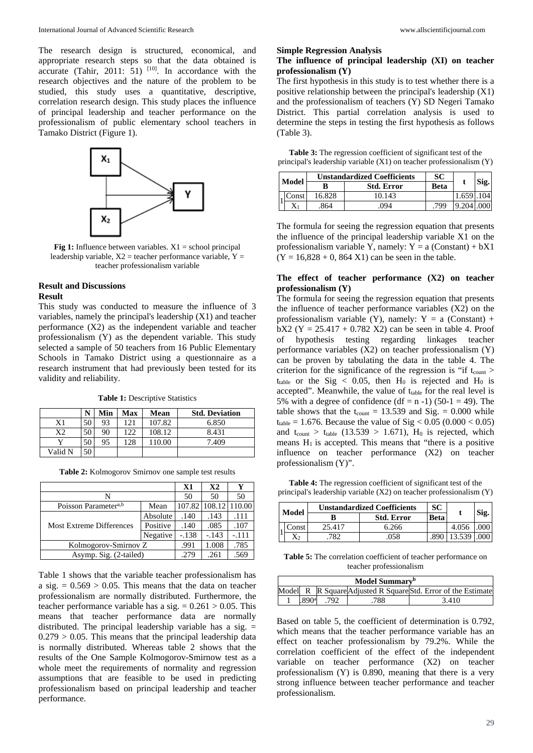The research design is structured, economical, and appropriate research steps so that the data obtained is accurate (Tahir, 2011: 51) [10]. In accordance with the research objectives and the nature of the problem to be studied, this study uses a quantitative, descriptive, correlation research design. This study places the influence of principal leadership and teacher performance on the professionalism of public elementary school teachers in Tamako District (Figure 1).

**Fig 1:** Influence between variables. X1 = school principal leadership variable, X2 = teacher performance variable, Y = teacher professionalism variable

## Result and Discussions

### Result

This study was conducted to measure the influence of 3 variables, namely the principal's leadership (X1) and teacher performance (X2) as the independent variable and teacher professionalism (Y) as the dependent variable. This study selected a sample of 50 teachers from 16 Public Elementary Schools in Tamako District using a questionnaire as a research instrument that had previously been tested for its validity and reliability.

**Table 1:** Descriptive Statistics

| | N | Min | Max | Mean | Std. Deviation |
|---|---|---|---|---|---|
| X1 | 50 | 93 | 121 | 107.82 | 6.850 |
| X2 | 50 | 90 | 122 | 108.12 | 8.431 |
| Y | 50 | 95 | 128 | 110.00 | 7.409 |
| Valid N | 50 | | | | |

**Table 2:** Kolmogorov Smirnov one sample test results

| | | X1 | X2 | Y |
|---|---|---|---|---|
| N | | 50 | 50 | 50 |
| Poisson Parameter[a,b] | Mean | 107.82 | 108.12 | 110.00 |
| Most Extreme Differences | Absolute | .140 | .143 | .111 |
| | Positive | .140 | .085 | .107 |
| | Negative | -.138 | -.143 | -.111 |
| Kolmogorov-Smirnov Z | | .991 | 1.008 | .785 |
| Asymp. Sig. (2-tailed) | | .279 | .261 | .569 |

Table 1 shows that the variable teacher professionalism has a sig. = 0.569 > 0.05. This means that the data on teacher professionalism are normally distributed. Furthermore, the teacher performance variable has a sig. = 0.261 > 0.05. This means that teacher performance data are normally distributed. The principal leadership variable has a sig. = 0.279 > 0.05. This means that the principal leadership data is normally distributed. Whereas table 2 shows that the results of the One Sample Kolmogorov-Smirnow test as a whole meet the requirements of normality and regression assumptions that are feasible to be used in predicting professionalism based on principal leadership and teacher performance.

### Simple Regression Analysis

**The influence of principal leadership (XI) on teacher professionalism (Y)**

The first hypothesis in this study is to test whether there is a positive relationship between the principal's leadership (X1) and the professionalism of teachers (Y) SD Negeri Tamako District. This partial correlation analysis is used to determine the steps in testing the first hypothesis as follows (Table 3).

**Table 3:** The regression coefficient of significant test of the principal's leadership variable (X1) on teacher professionalism (Y)

| Model | | Unstandardized Coefficients | | SC | t | Sig. |
|---|---|---|---|---|---|---|
| | | B | Std. Error | Beta | | |
| 1 | Const | 16.828 | 10.143 | | 1.659 | .104 |
| | $X_1$ | .864 | .094 | .799 | 9.204 | .000 |

The formula for seeing the regression equation that presents the influence of the principal leadership variable X1 on the professionalism variable Y, namely: Y = a (Constant) + bX1 (Y = 16,828 + 0, 864 X1) can be seen in the table.

**The effect of teacher performance (X2) on teacher professionalism (Y)**

The formula for seeing the regression equation that presents the influence of teacher performance variables (X2) on the professionalism variable (Y), namely: Y = a (Constant) + bX2 (Y = 25.417 + 0.782 X2) can be seen in table 4. Proof of hypothesis testing regarding linkages teacher performance variables (X2) on teacher professionalism (Y) can be proven by tabulating the data in the table 4. The criterion for the significance of the regression is "if $t_{count} > t_{table}$ or the Sig < 0.05, then $H_0$ is rejected and $H_0$ is accepted". Meanwhile, the value of $t_{table}$ for the real level is 5% with a degree of confidence (df = n -1) (50-1 = 49). The table shows that the $t_{count}$ = 13.539 and Sig. = 0.000 while $t_{table}$ = 1.676. Because the value of Sig < 0.05 (0.000 < 0.05) and $t_{count} > t_{table}$ (13.539 > 1.671), $H_0$ is rejected, which means $H_1$ is accepted. This means that "there is a positive influence on teacher performance (X2) on teacher professionalism (Y)".

**Table 4:** The regression coefficient of significant test of the principal's leadership variable (X2) on teacher professionalism (Y)

| Model | | Unstandardized Coefficients | | SC | t | Sig. |
|---|---|---|---|---|---|---|
| | | B | Std. Error | Beta | | |
| 1 | Const | 25.417 | 6.266 | | 4.056 | .000 |
| | $X_2$ | .782 | .058 | .890 | 13.539 | .000 |

**Table 5:** The correlation coefficient of teacher performance on teacher professionalism

| Model Summary[b] | | | | |
|---|---|---|---|---|
| Model | R | R Square | Adjusted R Square | Std. Error of the Estimate |
| 1 | .890[a] | .792 | .788 | 3.410 |

Based on table 5, the coefficient of determination is 0.792, which means that the teacher performance variable has an effect on teacher professionalism by 79.2%. While the correlation coefficient of the effect of the independent variable on teacher performance (X2) on teacher professionalism (Y) is 0.890, meaning that there is a very strong influence between teacher performance and teacher professionalism.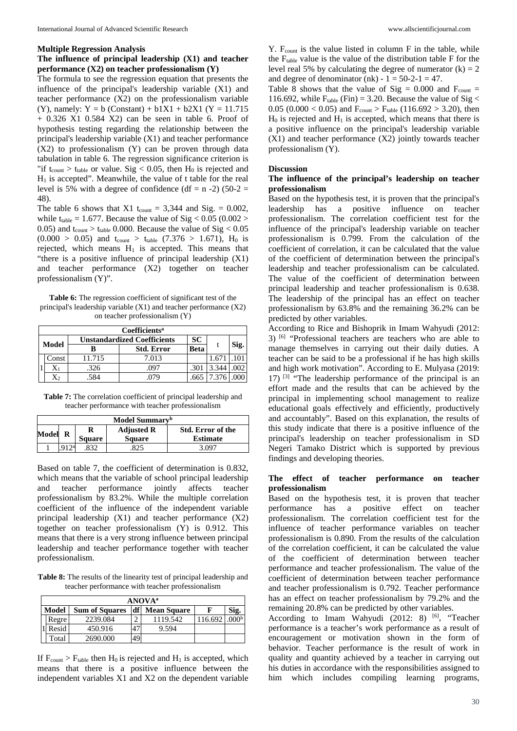### Multiple Regression Analysis

#### The influence of principal leadership (X1) and teacher performance (X2) on teacher professionalism (Y)

The formula to see the regression equation that presents the influence of the principal's leadership variable (X1) and teacher performance (X2) on the professionalism variable (Y), namely: Y = b (Constant) + b1X1 + b2X1 (Y = 11.715 + 0.326 X1 0.584 X2) can be seen in table 6. Proof of hypothesis testing regarding the relationship between the principal's leadership variable (X1) and teacher performance (X2) to professionalism (Y) can be proven through data tabulation in table 6. The regression significance criterion is "if $t_{count} > t_{table}$ or value. Sig < 0.05, then $H_0$ is rejected and $H_1$ is accepted". Meanwhile, the value of t table for the real level is 5% with a degree of confidence (df = n -2) (50-2 = 48).

The table 6 shows that X1 $t_{count}$ = 3,344 and Sig. = 0.002, while $t_{table}$ = 1.677. Because the value of Sig < 0.05 (0.002 > 0.05) and $t_{count} > t_{table}$ 0.000. Because the value of Sig < 0.05 (0.000 > 0.05) and $t_{count} > t_{table}$ (7.376 > 1.671), $H_0$ is rejected, which means $H_1$ is accepted. This means that "there is a positive influence of principal leadership (X1) and teacher performance (X2) together on teacher professionalism (Y)".

**Table 6:** The regression coefficient of significant test of the principal's leadership variable (X1) and teacher performance (X2) on teacher professionalism (Y)

| Coefficients[a] | | | | | | |
|---|---|---|---|---|---|---|
| Model | | Unstandardized Coefficients | | SC | t | Sig. |
| | | B | Std. Error | Beta | | |
| 1 | Const | 11.715 | 7.013 | | 1.671 | .101 |
| | $X_1$ | .326 | .097 | .301 | 3.344 | .002 |
| | $X_2$ | .584 | .079 | .665 | 7.376 | .000 |

**Table 7:** The correlation coefficient of principal leadership and teacher performance with teacher professionalism

| Model Summary[b] | | | | |
|---|---|---|---|---|
| Model | R | R Square | Adjusted R Square | Std. Error of the Estimate |
| 1 | .912[a] | .832 | .825 | 3.097 |

Based on table 7, the coefficient of determination is 0.832, which means that the variable of school principal leadership and teacher performance jointly affects teacher professionalism by 83.2%. While the multiple correlation coefficient of the influence of the independent variable principal leadership (X1) and teacher performance (X2) together on teacher professionalism (Y) is 0.912. This means that there is a very strong influence between principal leadership and teacher performance together with teacher professionalism.

**Table 8:** The results of the linearity test of principal leadership and teacher performance with teacher professionalism

| ANOVA[a] | | | | | | |
|---|---|---|---|---|---|---|
| Model | | Sum of Squares | df | Mean Square | F | Sig. |
| 1 | Regre | 2239.084 | 2 | 1119.542 | 116.692 | .000[b] |
| | Resid | 450.916 | 47 | 9.594 | | |
| | Total | 2690.000 | 49 | | | |

If $F_{count} > F_{table}$ then $H_0$ is rejected and $H_1$ is accepted, which means that there is a positive influence between the independent variables X1 and X2 on the dependent variable Y. $F_{count}$ is the value listed in column F in the table, while the $F_{table}$ value is the value of the distribution table F for the level real 5% by calculating the degree of numerator (k) = 2 and degree of denominator (nk) - 1 = 50-2-1 = 47.

Table 8 shows that the value of Sig = 0.000 and $F_{count}$ = 116.692, while $F_{table}$ (Fin) = 3.20. Because the value of Sig < 0.05 (0.000 < 0.05) and $F_{count} > F_{table}$ (116.692 > 3.20), then $H_0$ is rejected and $H_1$ is accepted, which means that there is a positive influence on the principal's leadership variable (X1) and teacher performance (X2) jointly towards teacher professionalism (Y).

### Discussion

#### The influence of the principal's leadership on teacher professionalism

Based on the hypothesis test, it is proven that the principal's leadership has a positive influence on teacher professionalism. The correlation coefficient test for the influence of the principal's leadership variable on teacher professionalism is 0.799. From the calculation of the coefficient of correlation, it can be calculated that the value of the coefficient of determination between the principal's leadership and teacher professionalism can be calculated. The value of the coefficient of determination between principal leadership and teacher professionalism is 0.638. The leadership of the principal has an effect on teacher professionalism by 63.8% and the remaining 36.2% can be predicted by other variables.

According to Rice and Bishoprik in Imam Wahyudi (2012: 3) [6] "Professional teachers are teachers who are able to manage themselves in carrying out their daily duties. A teacher can be said to be a professional if he has high skills and high work motivation". According to E. Mulyasa (2019: 17) [3] "The leadership performance of the principal is an effort made and the results that can be achieved by the principal in implementing school management to realize educational goals effectively and efficiently, productively and accountably". Based on this explanation, the results of this study indicate that there is a positive influence of the principal's leadership on teacher professionalism in SD Negeri Tamako District which is supported by previous findings and developing theories.

#### The effect of teacher performance on teacher professionalism

Based on the hypothesis test, it is proven that teacher performance has a positive effect on teacher professionalism. The correlation coefficient test for the influence of teacher performance variables on teacher professionalism is 0.890. From the results of the calculation of the correlation coefficient, it can be calculated the value of the coefficient of determination between teacher performance and teacher professionalism. The value of the coefficient of determination between teacher performance and teacher professionalism is 0.792. Teacher performance has an effect on teacher professionalism by 79.2% and the remaining 20.8% can be predicted by other variables.

According to Imam Wahyudi (2012: 8) [6], "Teacher performance is a teacher's work performance as a result of encouragement or motivation shown in the form of behavior. Teacher performance is the result of work in quality and quantity achieved by a teacher in carrying out his duties in accordance with the responsibilities assigned to him which includes compiling learning programs,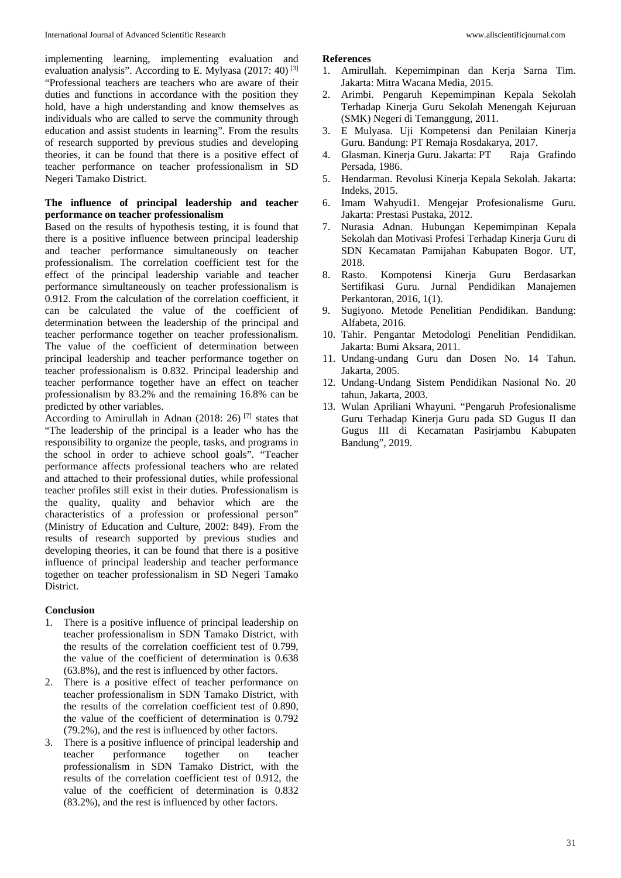implementing learning, implementing evaluation and evaluation analysis". According to E. Mylyasa (2017: 40) [3] "Professional teachers are teachers who are aware of their duties and functions in accordance with the position they hold, have a high understanding and know themselves as individuals who are called to serve the community through education and assist students in learning". From the results of research supported by previous studies and developing theories, it can be found that there is a positive effect of teacher performance on teacher professionalism in SD Negeri Tamako District.

**The influence of principal leadership and teacher performance on teacher professionalism**

Based on the results of hypothesis testing, it is found that there is a positive influence between principal leadership and teacher performance simultaneously on teacher professionalism. The correlation coefficient test for the effect of the principal leadership variable and teacher performance simultaneously on teacher professionalism is 0.912. From the calculation of the correlation coefficient, it can be calculated the value of the coefficient of determination between the leadership of the principal and teacher performance together on teacher professionalism. The value of the coefficient of determination between principal leadership and teacher performance together on teacher professionalism is 0.832. Principal leadership and teacher performance together have an effect on teacher professionalism by 83.2% and the remaining 16.8% can be predicted by other variables.

According to Amirullah in Adnan (2018: 26) [7] states that "The leadership of the principal is a leader who has the responsibility to organize the people, tasks, and programs in the school in order to achieve school goals". "Teacher performance affects professional teachers who are related and attached to their professional duties, while professional teacher profiles still exist in their duties. Professionalism is the quality, quality and behavior which are the characteristics of a profession or professional person" (Ministry of Education and Culture, 2002: 849). From the results of research supported by previous studies and developing theories, it can be found that there is a positive influence of principal leadership and teacher performance together on teacher professionalism in SD Negeri Tamako District.

**Conclusion**

1. There is a positive influence of principal leadership on teacher professionalism in SDN Tamako District, with the results of the correlation coefficient test of 0.799, the value of the coefficient of determination is 0.638 (63.8%), and the rest is influenced by other factors.
2. There is a positive effect of teacher performance on teacher professionalism in SDN Tamako District, with the results of the correlation coefficient test of 0.890, the value of the coefficient of determination is 0.792 (79.2%), and the rest is influenced by other factors.
3. There is a positive influence of principal leadership and teacher performance together on teacher professionalism in SDN Tamako District, with the results of the correlation coefficient test of 0.912, the value of the coefficient of determination is 0.832 (83.2%), and the rest is influenced by other factors.

**References**

1. Amirullah. Kepemimpinan dan Kerja Sarna Tim. Jakarta: Mitra Wacana Media, 2015.
2. Arimbi. Pengaruh Kepemimpinan Kepala Sekolah Terhadap Kinerja Guru Sekolah Menengah Kejuruan (SMK) Negeri di Temanggung, 2011.
3. E Mulyasa. Uji Kompetensi dan Penilaian Kinerja Guru. Bandung: PT Remaja Rosdakarya, 2017.
4. Glasman. Kinerja Guru. Jakarta: PT Raja Grafindo Persada, 1986.
5. Hendarman. Revolusi Kinerja Kepala Sekolah. Jakarta: Indeks, 2015.
6. Imam Wahyudi1. Mengejar Profesionalisme Guru. Jakarta: Prestasi Pustaka, 2012.
7. Nurasia Adnan. Hubungan Kepemimpinan Kepala Sekolah dan Motivasi Profesi Terhadap Kinerja Guru di SDN Kecamatan Pamijahan Kabupaten Bogor. UT, 2018.
8. Rasto. Kompotensi Kinerja Guru Berdasarkan Sertifikasi Guru. Jurnal Pendidikan Manajemen Perkantoran, 2016, 1(1).
9. Sugiyono. Metode Penelitian Pendidikan. Bandung: Alfabeta, 2016.
10. Tahir. Pengantar Metodologi Penelitian Pendidikan. Jakarta: Bumi Aksara, 2011.
11. Undang-undang Guru dan Dosen No. 14 Tahun. Jakarta, 2005.
12. Undang-Undang Sistem Pendidikan Nasional No. 20 tahun, Jakarta, 2003.
13. Wulan Apriliani Whayuni. "Pengaruh Profesionalisme Guru Terhadap Kinerja Guru pada SD Gugus II dan Gugus III di Kecamatan Pasirjambu Kabupaten Bandung", 2019.